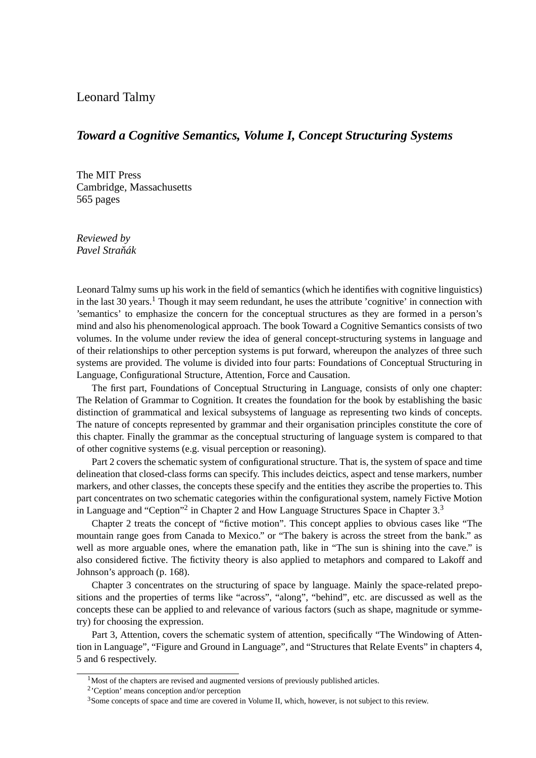Leonard Talmy

## *Toward a Cognitive Semantics, Volume I, Concept Structuring Systems*

The MIT Press
Cambridge, Massachusetts
565 pages

*Reviewed by*
*Pavel Straňák*

Leonard Talmy sums up his work in the field of semantics (which he identifies with cognitive linguistics) in the last 30 years.[1] Though it may seem redundant, he uses the attribute 'cognitive' in connection with 'semantics' to emphasize the concern for the conceptual structures as they are formed in a person's mind and also his phenomenological approach. The book Toward a Cognitive Semantics consists of two volumes. In the volume under review the idea of general concept-structuring systems in language and of their relationships to other perception systems is put forward, whereupon the analyzes of three such systems are provided. The volume is divided into four parts: Foundations of Conceptual Structuring in Language, Configurational Structure, Attention, Force and Causation.

The first part, Foundations of Conceptual Structuring in Language, consists of only one chapter: The Relation of Grammar to Cognition. It creates the foundation for the book by establishing the basic distinction of grammatical and lexical subsystems of language as representing two kinds of concepts. The nature of concepts represented by grammar and their organisation principles constitute the core of this chapter. Finally the grammar as the conceptual structuring of language system is compared to that of other cognitive systems (e.g. visual perception or reasoning).

Part 2 covers the schematic system of configurational structure. That is, the system of space and time delineation that closed-class forms can specify. This includes deictics, aspect and tense markers, number markers, and other classes, the concepts these specify and the entities they ascribe the properties to. This part concentrates on two schematic categories within the configurational system, namely Fictive Motion in Language and "Ception"[2] in Chapter 2 and How Language Structures Space in Chapter 3.[3]

Chapter 2 treats the concept of "fictive motion". This concept applies to obvious cases like "The mountain range goes from Canada to Mexico." or "The bakery is across the street from the bank." as well as more arguable ones, where the emanation path, like in "The sun is shining into the cave." is also considered fictive. The fictivity theory is also applied to metaphors and compared to Lakoff and Johnson's approach (p. 168).

Chapter 3 concentrates on the structuring of space by language. Mainly the space-related prepositions and the properties of terms like "across", "along", "behind", etc. are discussed as well as the concepts these can be applied to and relevance of various factors (such as shape, magnitude or symmetry) for choosing the expression.

Part 3, Attention, covers the schematic system of attention, specifically "The Windowing of Attention in Language", "Figure and Ground in Language", and "Structures that Relate Events" in chapters 4, 5 and 6 respectively.

---

[1] Most of the chapters are revised and augmented versions of previously published articles.

[2] 'Ception' means conception and/or perception

[3] Some concepts of space and time are covered in Volume II, which, however, is not subject to this review.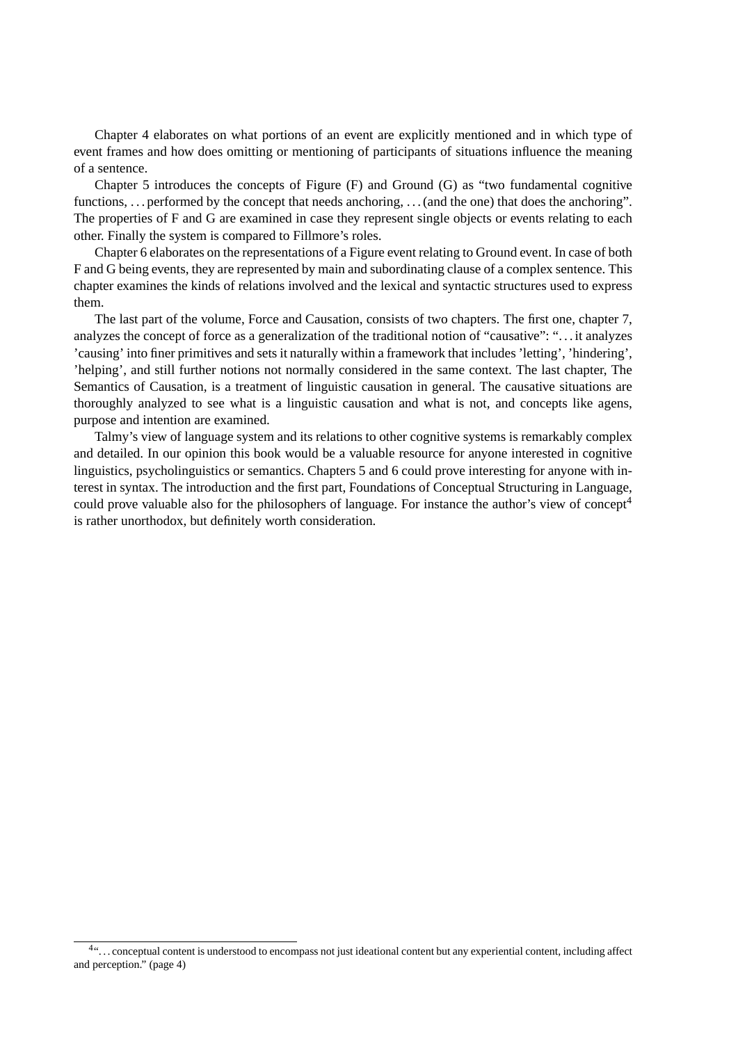Chapter 4 elaborates on what portions of an event are explicitly mentioned and in which type of event frames and how does omitting or mentioning of participants of situations influence the meaning of a sentence.

Chapter 5 introduces the concepts of Figure (F) and Ground (G) as "two fundamental cognitive functions, . . . performed by the concept that needs anchoring, . . . (and the one) that does the anchoring". The properties of F and G are examined in case they represent single objects or events relating to each other. Finally the system is compared to Fillmore's roles.

Chapter 6 elaborates on the representations of a Figure event relating to Ground event. In case of both F and G being events, they are represented by main and subordinating clause of a complex sentence. This chapter examines the kinds of relations involved and the lexical and syntactic structures used to express them.

The last part of the volume, Force and Causation, consists of two chapters. The first one, chapter 7, analyzes the concept of force as a generalization of the traditional notion of "causative": ". . . it analyzes 'causing' into finer primitives and sets it naturally within a framework that includes 'letting', 'hindering', 'helping', and still further notions not normally considered in the same context. The last chapter, The Semantics of Causation, is a treatment of linguistic causation in general. The causative situations are thoroughly analyzed to see what is a linguistic causation and what is not, and concepts like agens, purpose and intention are examined.

Talmy's view of language system and its relations to other cognitive systems is remarkably complex and detailed. In our opinion this book would be a valuable resource for anyone interested in cognitive linguistics, psycholinguistics or semantics. Chapters 5 and 6 could prove interesting for anyone with interest in syntax. The introduction and the first part, Foundations of Conceptual Structuring in Language, could prove valuable also for the philosophers of language. For instance the author's view of concept[4] is rather unorthodox, but definitely worth consideration.

[4] ". . . conceptual content is understood to encompass not just ideational content but any experiential content, including affect and perception." (page 4)